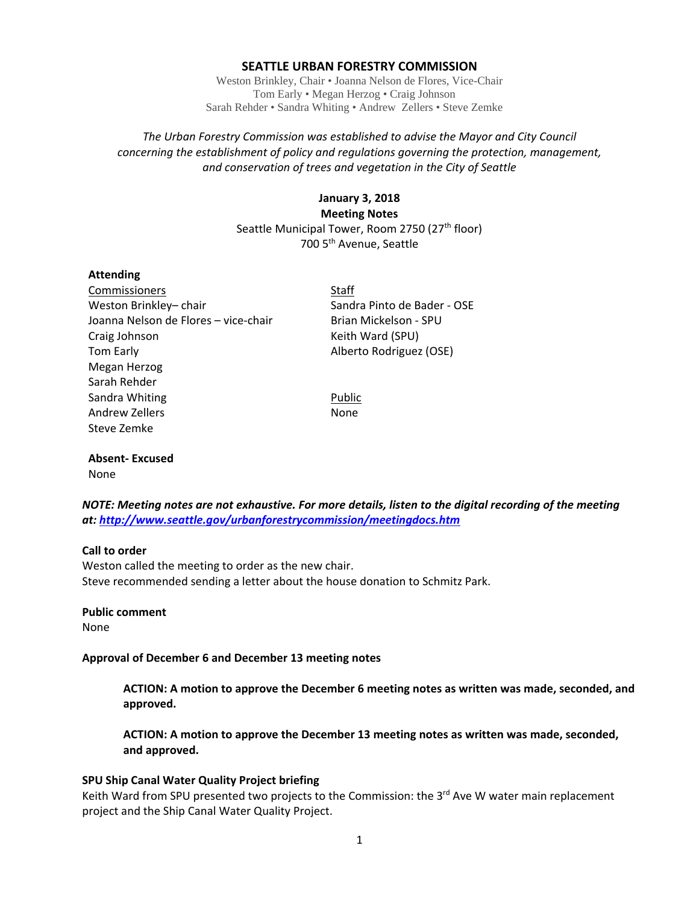# SEATTLE URBAN FORESTRY COMMISSION

Weston Brinkley, Chair • Joanna Nelson de Flores, Vice-Chair
Tom Early • Megan Herzog • Craig Johnson
Sarah Rehder • Sandra Whiting • Andrew Zellers • Steve Zemke

*The Urban Forestry Commission was established to advise the Mayor and City Council concerning the establishment of policy and regulations governing the protection, management, and conservation of trees and vegetation in the City of Seattle*

**January 3, 2018**
**Meeting Notes**
Seattle Municipal Tower, Room 2750 (27th floor)
700 5th Avenue, Seattle

**Attending**

| Commissioners | Staff |
|---|---|
| Weston Brinkley– chair | Sandra Pinto de Bader - OSE |
| Joanna Nelson de Flores – vice-chair | Brian Mickelson - SPU |
| Craig Johnson | Keith Ward (SPU) |
| Tom Early | Alberto Rodriguez (OSE) |
| Megan Herzog | |
| Sarah Rehder | |
| Sandra Whiting | Public |
| Andrew Zellers | None |
| Steve Zemke | |

**Absent- Excused**
None

***NOTE: Meeting notes are not exhaustive. For more details, listen to the digital recording of the meeting at: http://www.seattle.gov/urbanforestrycommission/meetingdocs.htm***

**Call to order**
Weston called the meeting to order as the new chair.
Steve recommended sending a letter about the house donation to Schmitz Park.

**Public comment**
None

**Approval of December 6 and December 13 meeting notes**

> **ACTION: A motion to approve the December 6 meeting notes as written was made, seconded, and approved.**
>
> **ACTION: A motion to approve the December 13 meeting notes as written was made, seconded, and approved.**

**SPU Ship Canal Water Quality Project briefing**
Keith Ward from SPU presented two projects to the Commission: the 3rd Ave W water main replacement project and the Ship Canal Water Quality Project.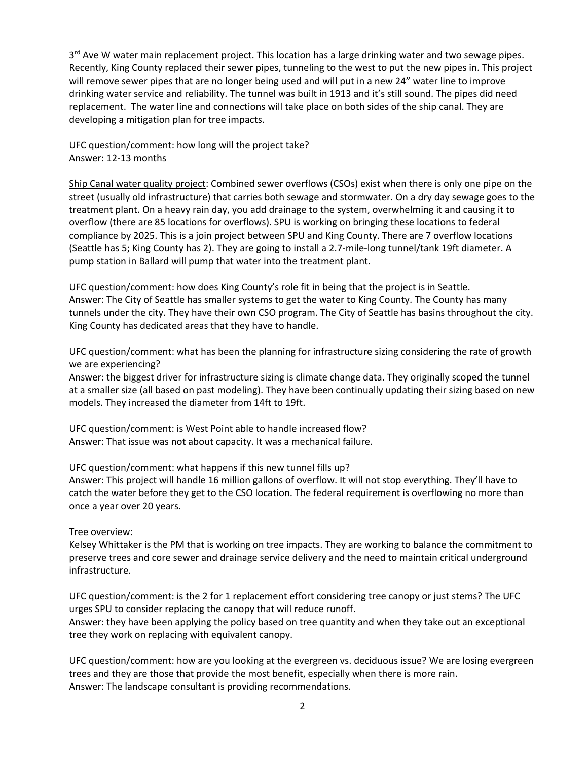3rd Ave W water main replacement project. This location has a large drinking water and two sewage pipes. Recently, King County replaced their sewer pipes, tunneling to the west to put the new pipes in. This project will remove sewer pipes that are no longer being used and will put in a new 24" water line to improve drinking water service and reliability. The tunnel was built in 1913 and it's still sound. The pipes did need replacement. The water line and connections will take place on both sides of the ship canal. They are developing a mitigation plan for tree impacts.

UFC question/comment: how long will the project take?
Answer: 12-13 months

Ship Canal water quality project: Combined sewer overflows (CSOs) exist when there is only one pipe on the street (usually old infrastructure) that carries both sewage and stormwater. On a dry day sewage goes to the treatment plant. On a heavy rain day, you add drainage to the system, overwhelming it and causing it to overflow (there are 85 locations for overflows). SPU is working on bringing these locations to federal compliance by 2025. This is a join project between SPU and King County. There are 7 overflow locations (Seattle has 5; King County has 2). They are going to install a 2.7-mile-long tunnel/tank 19ft diameter. A pump station in Ballard will pump that water into the treatment plant.

UFC question/comment: how does King County's role fit in being that the project is in Seattle.
Answer: The City of Seattle has smaller systems to get the water to King County. The County has many tunnels under the city. They have their own CSO program. The City of Seattle has basins throughout the city. King County has dedicated areas that they have to handle.

UFC question/comment: what has been the planning for infrastructure sizing considering the rate of growth we are experiencing?
Answer: the biggest driver for infrastructure sizing is climate change data. They originally scoped the tunnel at a smaller size (all based on past modeling). They have been continually updating their sizing based on new models. They increased the diameter from 14ft to 19ft.

UFC question/comment: is West Point able to handle increased flow?
Answer: That issue was not about capacity. It was a mechanical failure.

UFC question/comment: what happens if this new tunnel fills up?
Answer: This project will handle 16 million gallons of overflow. It will not stop everything. They'll have to catch the water before they get to the CSO location. The federal requirement is overflowing no more than once a year over 20 years.

Tree overview:
Kelsey Whittaker is the PM that is working on tree impacts. They are working to balance the commitment to preserve trees and core sewer and drainage service delivery and the need to maintain critical underground infrastructure.

UFC question/comment: is the 2 for 1 replacement effort considering tree canopy or just stems? The UFC urges SPU to consider replacing the canopy that will reduce runoff.
Answer: they have been applying the policy based on tree quantity and when they take out an exceptional tree they work on replacing with equivalent canopy.

UFC question/comment: how are you looking at the evergreen vs. deciduous issue? We are losing evergreen trees and they are those that provide the most benefit, especially when there is more rain.
Answer: The landscape consultant is providing recommendations.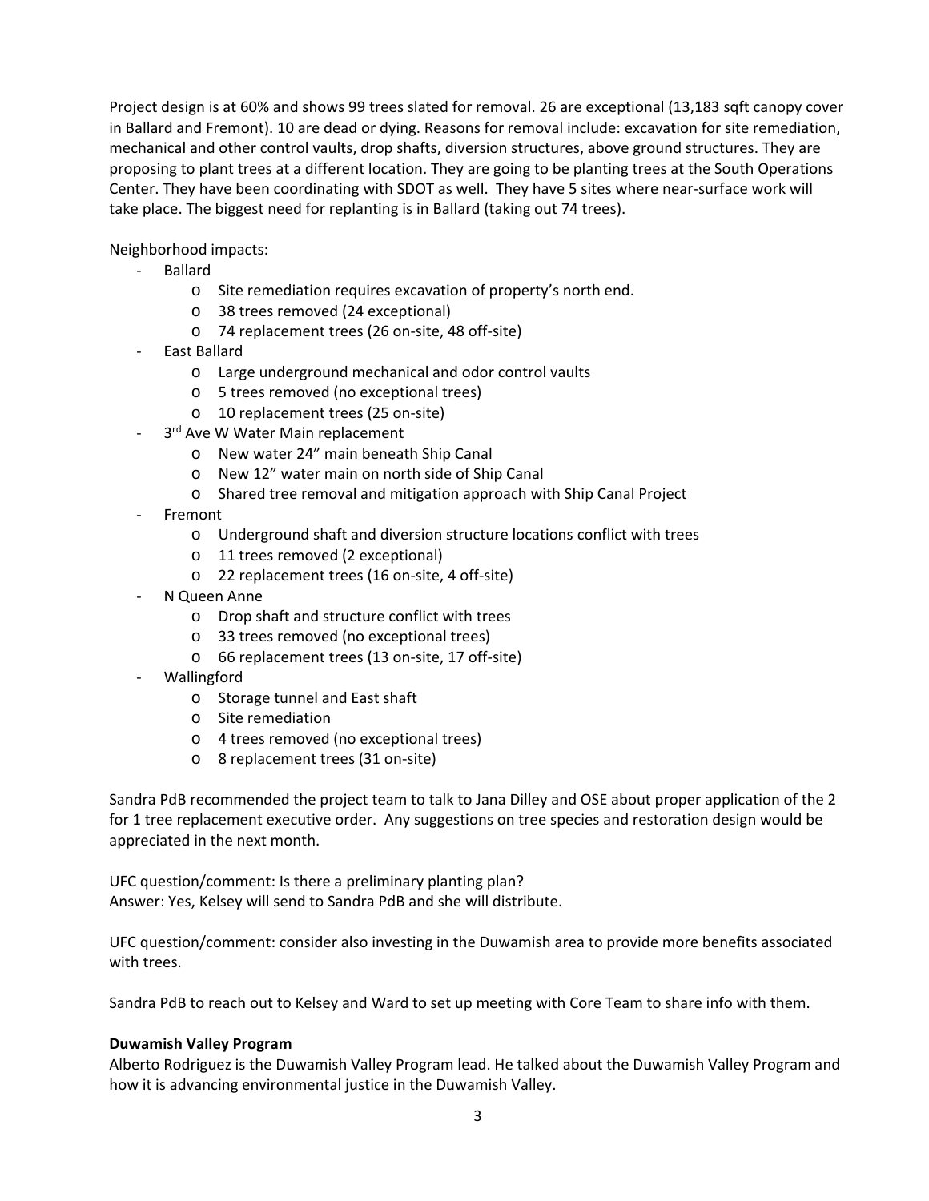Project design is at 60% and shows 99 trees slated for removal. 26 are exceptional (13,183 sqft canopy cover in Ballard and Fremont). 10 are dead or dying. Reasons for removal include: excavation for site remediation, mechanical and other control vaults, drop shafts, diversion structures, above ground structures. They are proposing to plant trees at a different location. They are going to be planting trees at the South Operations Center. They have been coordinating with SDOT as well. They have 5 sites where near-surface work will take place. The biggest need for replanting is in Ballard (taking out 74 trees).

Neighborhood impacts:

- Ballard
  - Site remediation requires excavation of property's north end.
  - 38 trees removed (24 exceptional)
  - 74 replacement trees (26 on-site, 48 off-site)
- East Ballard
  - Large underground mechanical and odor control vaults
  - 5 trees removed (no exceptional trees)
  - 10 replacement trees (25 on-site)
- 3rd Ave W Water Main replacement
  - New water 24" main beneath Ship Canal
  - New 12" water main on north side of Ship Canal
  - Shared tree removal and mitigation approach with Ship Canal Project
- Fremont
  - Underground shaft and diversion structure locations conflict with trees
  - 11 trees removed (2 exceptional)
  - 22 replacement trees (16 on-site, 4 off-site)
- N Queen Anne
  - Drop shaft and structure conflict with trees
  - 33 trees removed (no exceptional trees)
  - 66 replacement trees (13 on-site, 17 off-site)
- Wallingford
  - Storage tunnel and East shaft
  - Site remediation
  - 4 trees removed (no exceptional trees)
  - 8 replacement trees (31 on-site)

Sandra PdB recommended the project team to talk to Jana Dilley and OSE about proper application of the 2 for 1 tree replacement executive order. Any suggestions on tree species and restoration design would be appreciated in the next month.

UFC question/comment: Is there a preliminary planting plan?
Answer: Yes, Kelsey will send to Sandra PdB and she will distribute.

UFC question/comment: consider also investing in the Duwamish area to provide more benefits associated with trees.

Sandra PdB to reach out to Kelsey and Ward to set up meeting with Core Team to share info with them.

**Duwamish Valley Program**

Alberto Rodriguez is the Duwamish Valley Program lead. He talked about the Duwamish Valley Program and how it is advancing environmental justice in the Duwamish Valley.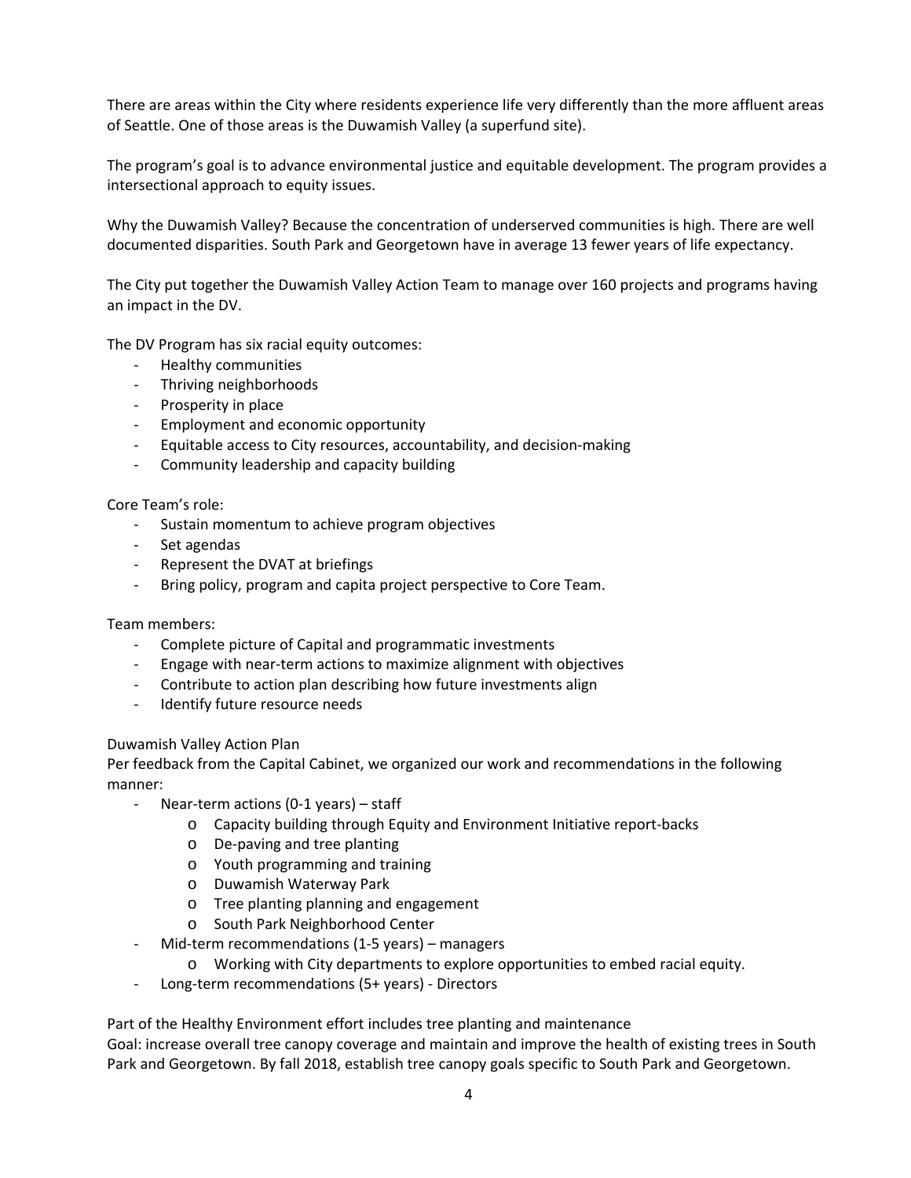There are areas within the City where residents experience life very differently than the more affluent areas of Seattle. One of those areas is the Duwamish Valley (a superfund site).

The program's goal is to advance environmental justice and equitable development. The program provides a intersectional approach to equity issues.

Why the Duwamish Valley? Because the concentration of underserved communities is high. There are well documented disparities. South Park and Georgetown have in average 13 fewer years of life expectancy.

The City put together the Duwamish Valley Action Team to manage over 160 projects and programs having an impact in the DV.

The DV Program has six racial equity outcomes:

- Healthy communities
- Thriving neighborhoods
- Prosperity in place
- Employment and economic opportunity
- Equitable access to City resources, accountability, and decision-making
- Community leadership and capacity building

Core Team's role:

- Sustain momentum to achieve program objectives
- Set agendas
- Represent the DVAT at briefings
- Bring policy, program and capita project perspective to Core Team.

Team members:

- Complete picture of Capital and programmatic investments
- Engage with near-term actions to maximize alignment with objectives
- Contribute to action plan describing how future investments align
- Identify future resource needs

Duwamish Valley Action Plan
Per feedback from the Capital Cabinet, we organized our work and recommendations in the following manner:

- Near-term actions (0-1 years) – staff
  - Capacity building through Equity and Environment Initiative report-backs
  - De-paving and tree planting
  - Youth programming and training
  - Duwamish Waterway Park
  - Tree planting planning and engagement
  - South Park Neighborhood Center
- Mid-term recommendations (1-5 years) – managers
  - Working with City departments to explore opportunities to embed racial equity.
- Long-term recommendations (5+ years) - Directors

Part of the Healthy Environment effort includes tree planting and maintenance
Goal: increase overall tree canopy coverage and maintain and improve the health of existing trees in South Park and Georgetown. By fall 2018, establish tree canopy goals specific to South Park and Georgetown.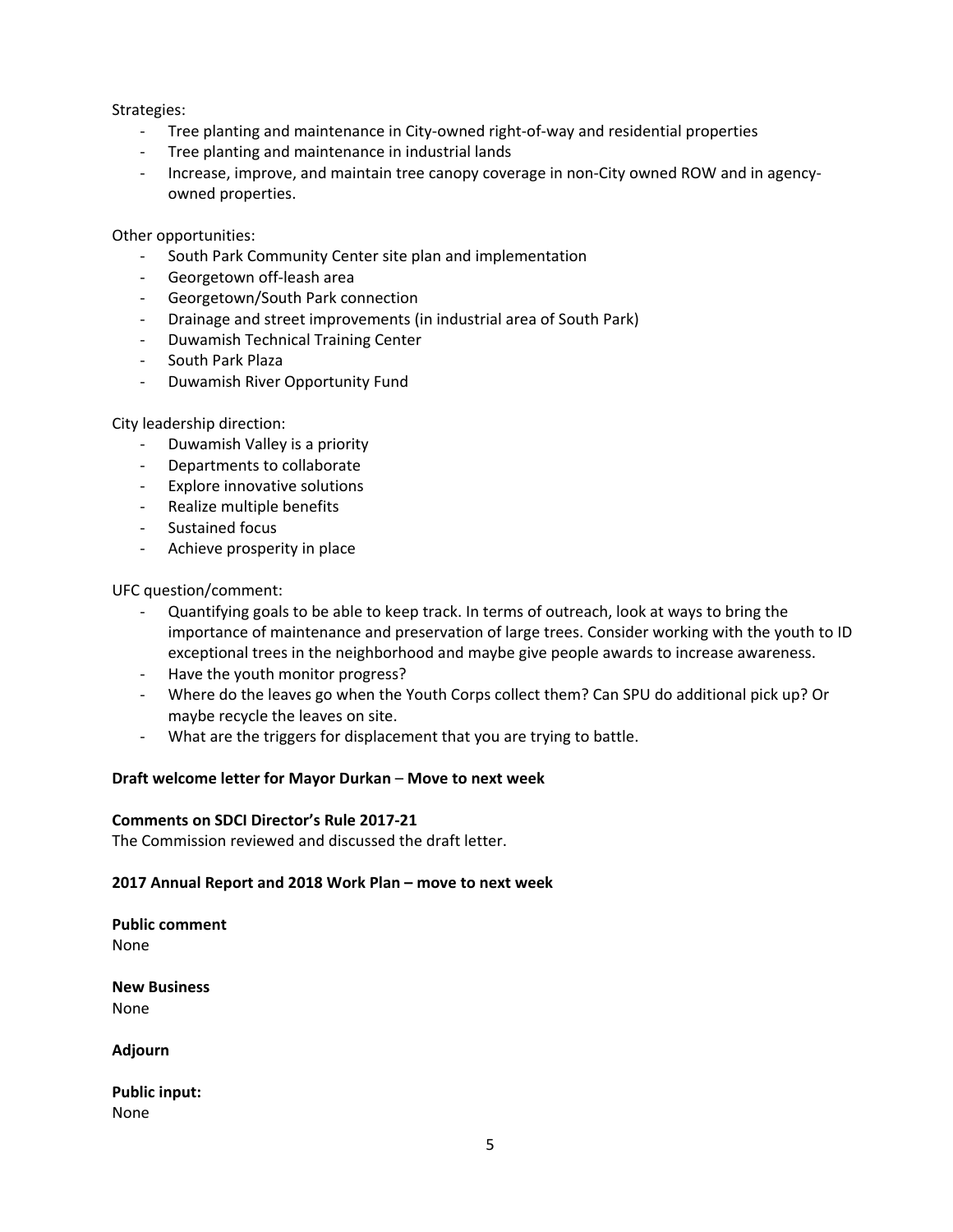Strategies:

- Tree planting and maintenance in City-owned right-of-way and residential properties
- Tree planting and maintenance in industrial lands
- Increase, improve, and maintain tree canopy coverage in non-City owned ROW and in agency-owned properties.

Other opportunities:

- South Park Community Center site plan and implementation
- Georgetown off-leash area
- Georgetown/South Park connection
- Drainage and street improvements (in industrial area of South Park)
- Duwamish Technical Training Center
- South Park Plaza
- Duwamish River Opportunity Fund

City leadership direction:

- Duwamish Valley is a priority
- Departments to collaborate
- Explore innovative solutions
- Realize multiple benefits
- Sustained focus
- Achieve prosperity in place

UFC question/comment:

- Quantifying goals to be able to keep track. In terms of outreach, look at ways to bring the importance of maintenance and preservation of large trees. Consider working with the youth to ID exceptional trees in the neighborhood and maybe give people awards to increase awareness.
- Have the youth monitor progress?
- Where do the leaves go when the Youth Corps collect them? Can SPU do additional pick up? Or maybe recycle the leaves on site.
- What are the triggers for displacement that you are trying to battle.

**Draft welcome letter for Mayor Durkan – Move to next week**

**Comments on SDCI Director's Rule 2017-21**

The Commission reviewed and discussed the draft letter.

**2017 Annual Report and 2018 Work Plan – move to next week**

**Public comment**

None

**New Business**

None

**Adjourn**

**Public input:**

None